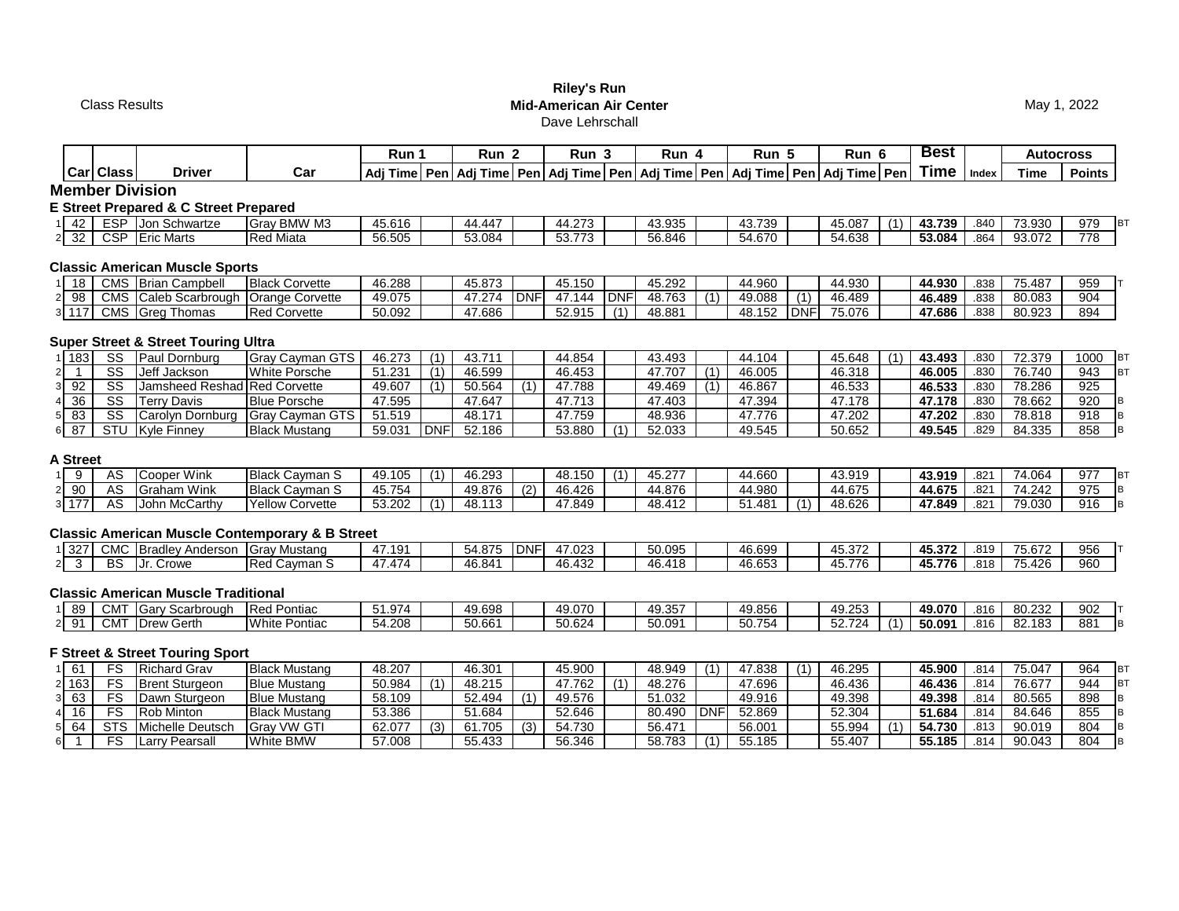Class Results

**Riley's Run**
**Mid-American Air Center**
Dave Lehrschall

May 1, 2022

| | Car | Class | Driver | Car | Run 1 | | Run 2 | | Run 3 | | Run 4 | | Run 5 | | Run 6 | | Best | | Autocross | | |
|---|---|---|---|---|---|---|---|---|---|---|---|---|---|---|---|---|---|---|---|---|---|
| | | | | | Adj Time | Pen | Adj Time | Pen | Adj Time | Pen | Adj Time | Pen | Adj Time | Pen | Adj Time | Pen | Time | Index | Time | Points | |
| **Member Division** | | | | | | | | | | | | | | | | | | | | | |
| **E Street Prepared & C Street Prepared** | | | | | | | | | | | | | | | | | | | | | |
| 1 | 42 | ESP | Jon Schwartze | Gray BMW M3 | 45.616 | | 44.447 | | 44.273 | | 43.935 | | 43.739 | | 45.087 | (1) | **43.739** | .840 | 73.930 | 979 | BT |
| 2 | 32 | CSP | Eric Marts | Red Miata | 56.505 | | 53.084 | | 53.773 | | 56.846 | | 54.670 | | 54.638 | | **53.084** | .864 | 93.072 | 778 | |
| **Classic American Muscle Sports** | | | | | | | | | | | | | | | | | | | | | |
| 1 | 18 | CMS | Brian Campbell | Black Corvette | 46.288 | | 45.873 | | 45.150 | | 45.292 | | 44.960 | | 44.930 | | **44.930** | .838 | 75.487 | 959 | T |
| 2 | 98 | CMS | Caleb Scarbrough | Orange Corvette | 49.075 | | 47.274 | DNF | 47.144 | DNF | 48.763 | (1) | 49.088 | (1) | 46.489 | | **46.489** | .838 | 80.083 | 904 | |
| 3 | 117 | CMS | Greg Thomas | Red Corvette | 50.092 | | 47.686 | | 52.915 | (1) | 48.881 | | 48.152 | DNF | 75.076 | | **47.686** | .838 | 80.923 | 894 | |
| **Super Street & Street Touring Ultra** | | | | | | | | | | | | | | | | | | | | | |
| 1 | 183 | SS | Paul Dornburg | Gray Cayman GTS | 46.273 | (1) | 43.711 | | 44.854 | | 43.493 | | 44.104 | | 45.648 | (1) | **43.493** | .830 | 72.379 | 1000 | BT |
| 2 | 1 | SS | Jeff Jackson | White Porsche | 51.231 | (1) | 46.599 | | 46.453 | | 47.707 | (1) | 46.005 | | 46.318 | | **46.005** | .830 | 76.740 | 943 | BT |
| 3 | 92 | SS | Jamsheed Reshad | Red Corvette | 49.607 | (1) | 50.564 | (1) | 47.788 | | 49.469 | (1) | 46.867 | | 46.533 | | **46.533** | .830 | 78.286 | 925 | |
| 4 | 36 | SS | Terry Davis | Blue Porsche | 47.595 | | 47.647 | | 47.713 | | 47.403 | | 47.394 | | 47.178 | | **47.178** | .830 | 78.662 | 920 | B |
| 5 | 83 | SS | Carolyn Dornburg | Gray Cayman GTS | 51.519 | | 48.171 | | 47.759 | | 48.936 | | 47.776 | | 47.202 | | **47.202** | .830 | 78.818 | 918 | B |
| 6 | 87 | STU | Kyle Finney | Black Mustang | 59.031 | DNF | 52.186 | | 53.880 | (1) | 52.033 | | 49.545 | | 50.652 | | **49.545** | .829 | 84.335 | 858 | B |
| **A Street** | | | | | | | | | | | | | | | | | | | | | |
| 1 | 9 | AS | Cooper Wink | Black Cayman S | 49.105 | (1) | 46.293 | | 48.150 | (1) | 45.277 | | 44.660 | | 43.919 | | **43.919** | .821 | 74.064 | 977 | BT |
| 2 | 90 | AS | Graham Wink | Black Cayman S | 45.754 | | 49.876 | (2) | 46.426 | | 44.876 | | 44.980 | | 44.675 | | **44.675** | .821 | 74.242 | 975 | B |
| 3 | 177 | AS | John McCarthy | Yellow Corvette | 53.202 | (1) | 48.113 | | 47.849 | | 48.412 | | 51.481 | (1) | 48.626 | | **47.849** | .821 | 79.030 | 916 | B |
| **Classic American Muscle Contemporary & B Street** | | | | | | | | | | | | | | | | | | | | | |
| 1 | 327 | CMC | Bradley Anderson | Gray Mustang | 47.191 | | 54.875 | DNF | 47.023 | | 50.095 | | 46.699 | | 45.372 | | **45.372** | .819 | 75.672 | 956 | T |
| 2 | 3 | BS | Jr. Crowe | Red Cayman S | 47.474 | | 46.841 | | 46.432 | | 46.418 | | 46.653 | | 45.776 | | **45.776** | .818 | 75.426 | 960 | |
| **Classic American Muscle Traditional** | | | | | | | | | | | | | | | | | | | | | |
| 1 | 89 | CMT | Gary Scarbrough | Red Pontiac | 51.974 | | 49.698 | | 49.070 | | 49.357 | | 49.856 | | 49.253 | | **49.070** | .816 | 80.232 | 902 | T |
| 2 | 91 | CMT | Drew Gerth | White Pontiac | 54.208 | | 50.661 | | 50.624 | | 50.091 | | 50.754 | | 52.724 | (1) | **50.091** | .816 | 82.183 | 881 | B |
| **F Street & Street Touring Sport** | | | | | | | | | | | | | | | | | | | | | |
| 1 | 61 | FS | Richard Grav | Black Mustang | 48.207 | | 46.301 | | 45.900 | | 48.949 | (1) | 47.838 | (1) | 46.295 | | **45.900** | .814 | 75.047 | 964 | BT |
| 2 | 163 | FS | Brent Sturgeon | Blue Mustang | 50.984 | (1) | 48.215 | | 47.762 | (1) | 48.276 | | 47.696 | | 46.436 | | **46.436** | .814 | 76.677 | 944 | BT |
| 3 | 63 | FS | Dawn Sturgeon | Blue Mustang | 58.109 | | 52.494 | (1) | 49.576 | | 51.032 | | 49.916 | | 49.398 | | **49.398** | .814 | 80.565 | 898 | B |
| 4 | 16 | FS | Rob Minton | Black Mustang | 53.386 | | 51.684 | | 52.646 | | 80.490 | DNF | 52.869 | | 52.304 | | **51.684** | .814 | 84.646 | 855 | B |
| 5 | 64 | STS | Michelle Deutsch | Gray VW GTI | 62.077 | (3) | 61.705 | (3) | 54.730 | | 56.471 | | 56.001 | | 55.994 | (1) | **54.730** | .813 | 90.019 | 804 | B |
| 6 | 1 | FS | Larry Pearsall | White BMW | 57.008 | | 55.433 | | 56.346 | | 58.783 | (1) | 55.185 | | 55.407 | | **55.185** | .814 | 90.043 | 804 | B |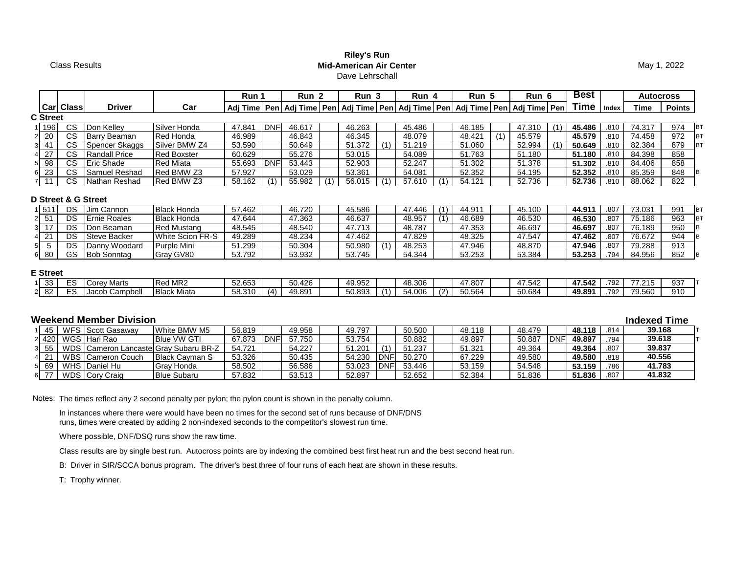Class Results

**Riley's Run**
**Mid-American Air Center**
Dave Lehrschall

May 1, 2022

| | Car | Class | Driver | Car | Run 1 Adj Time | Pen | Run 2 Adj Time | Pen | Run 3 Adj Time | Pen | Run 4 Adj Time | Pen | Run 5 Adj Time | Pen | Run 6 Adj Time | Pen | Best Time | Index | Autocross Time | Autocross Points | |
|---|---|---|---|---|---|---|---|---|---|---|---|---|---|---|---|---|---|---|---|---|---|
| **C Street** | | | | | | | | | | | | | | | | | | | | | |
| 1 | 196 | CS | Don Kelley | Silver Honda | 47.841 | DNF | 46.617 | | 46.263 | | 45.486 | | 46.185 | | 47.310 | (1) | **45.486** | .810 | 74.317 | 974 | BT |
| 2 | 20 | CS | Barry Beaman | Red Honda | 46.989 | | 46.843 | | 46.345 | | 48.079 | | 48.421 | (1) | 45.579 | | **45.579** | .810 | 74.458 | 972 | BT |
| 3 | 41 | CS | Spencer Skaggs | Silver BMW Z4 | 53.590 | | 50.649 | | 51.372 | (1) | 51.219 | | 51.060 | | 52.994 | (1) | **50.649** | .810 | 82.384 | 879 | BT |
| 4 | 27 | CS | Randall Price | Red Boxster | 60.629 | | 55.276 | | 53.015 | | 54.089 | | 51.763 | | 51.180 | | **51.180** | .810 | 84.398 | 858 | |
| 5 | 98 | CS | Eric Shade | Red Miata | 55.693 | DNF | 53.443 | | 52.903 | | 52.247 | | 51.302 | | 51.378 | | **51.302** | .810 | 84.406 | 858 | |
| 6 | 23 | CS | Samuel Reshad | Red BMW Z3 | 57.927 | | 53.029 | | 53.361 | | 54.081 | | 52.352 | | 54.195 | | **52.352** | .810 | 85.359 | 848 | B |
| 7 | 11 | CS | Nathan Reshad | Red BMW Z3 | 58.162 | (1) | 55.982 | (1) | 56.015 | (1) | 57.610 | (1) | 54.121 | | 52.736 | | **52.736** | .810 | 88.062 | 822 | |
| **D Street & G Street** | | | | | | | | | | | | | | | | | | | | | |
| 1 | 511 | DS | Jim Cannon | Black Honda | 57.462 | | 46.720 | | 45.586 | | 47.446 | (1) | 44.911 | | 45.100 | | **44.911** | .807 | 73.031 | 991 | BT |
| 2 | 51 | DS | Ernie Roales | Black Honda | 47.644 | | 47.363 | | 46.637 | | 48.957 | (1) | 46.689 | | 46.530 | | **46.530** | .807 | 75.186 | 963 | BT |
| 3 | 17 | DS | Don Beaman | Red Mustang | 48.545 | | 48.540 | | 47.713 | | 48.787 | | 47.353 | | 46.697 | | **46.697** | .807 | 76.189 | 950 | B |
| 4 | 21 | DS | Steve Backer | White Scion FR-S | 49.289 | | 48.234 | | 47.462 | | 47.829 | | 48.325 | | 47.547 | | **47.462** | .807 | 76.672 | 944 | B |
| 5 | 5 | DS | Danny Woodard | Purple Mini | 51.299 | | 50.304 | | 50.980 | (1) | 48.253 | | 47.946 | | 48.870 | | **47.946** | .807 | 79.288 | 913 | |
| 6 | 80 | GS | Bob Sonntag | Gray GV80 | 53.792 | | 53.932 | | 53.745 | | 54.344 | | 53.253 | | 53.384 | | **53.253** | .794 | 84.956 | 852 | B |
| **E Street** | | | | | | | | | | | | | | | | | | | | | |
| 1 | 33 | ES | Corey Marts | Red MR2 | 52.653 | | 50.426 | | 49.952 | | 48.306 | | 47.807 | | 47.542 | | **47.542** | .792 | 77.215 | 937 | T |
| 2 | 82 | ES | Jacob Campbell | Black Miata | 58.310 | (4) | 49.891 | | 50.893 | (1) | 54.006 | (2) | 50.564 | | 50.684 | | **49.891** | .792 | 79.560 | 910 | |

## Weekend Member Division

| | Car | Class | Driver | Car | Run 1 Adj Time | Pen | Run 2 Adj Time | Pen | Run 3 Adj Time | Pen | Run 4 Adj Time | Pen | Run 5 Adj Time | Pen | Run 6 Adj Time | Pen | Best Time | Index | Indexed Time | |
|---|---|---|---|---|---|---|---|---|---|---|---|---|---|---|---|---|---|---|---|---|
| 1 | 45 | WFS | Scott Gasaway | White BMW M5 | 56.819 | | 49.958 | | 49.797 | | 50.500 | | 48.118 | | 48.479 | | **48.118** | .814 | **39.168** | T |
| 2 | 420 | WGS | Hari Rao | Blue VW GTI | 67.873 | DNF | 57.750 | | 53.754 | | 50.882 | | 49.897 | | 50.887 | DNF | **49.897** | .794 | **39.618** | T |
| 3 | 55 | WDS | Cameron Lancaste | Gray Subaru BR-Z | 54.721 | | 54.227 | | 51.201 | (1) | 51.237 | | 51.321 | | 49.364 | | **49.364** | .807 | **39.837** | |
| 4 | 21 | WBS | Cameron Couch | Black Cayman S | 53.326 | | 50.435 | | 54.230 | DNF | 50.270 | | 67.229 | | 49.580 | | **49.580** | .818 | **40.556** | |
| 5 | 69 | WHS | Daniel Hu | Gray Honda | 58.502 | | 56.586 | | 53.023 | DNF | 53.446 | | 53.159 | | 54.548 | | **53.159** | .786 | **41.783** | |
| 6 | 77 | WDS | Cory Craig | Blue Subaru | 57.832 | | 53.513 | | 52.897 | | 52.652 | | 52.384 | | 51.836 | | **51.836** | .807 | **41.832** | |

Notes: The times reflect any 2 second penalty per pylon; the pylon count is shown in the penalty column.

In instances where there were would have been no times for the second set of runs because of DNF/DNS runs, times were created by adding 2 non-indexed seconds to the competitor's slowest run time.

Where possible, DNF/DSQ runs show the raw time.

Class results are by single best run. Autocross points are by indexing the combined best first heat run and the best second heat run.

B: Driver in SIR/SCCA bonus program. The driver's best three of four runs of each heat are shown in these results.

T: Trophy winner.